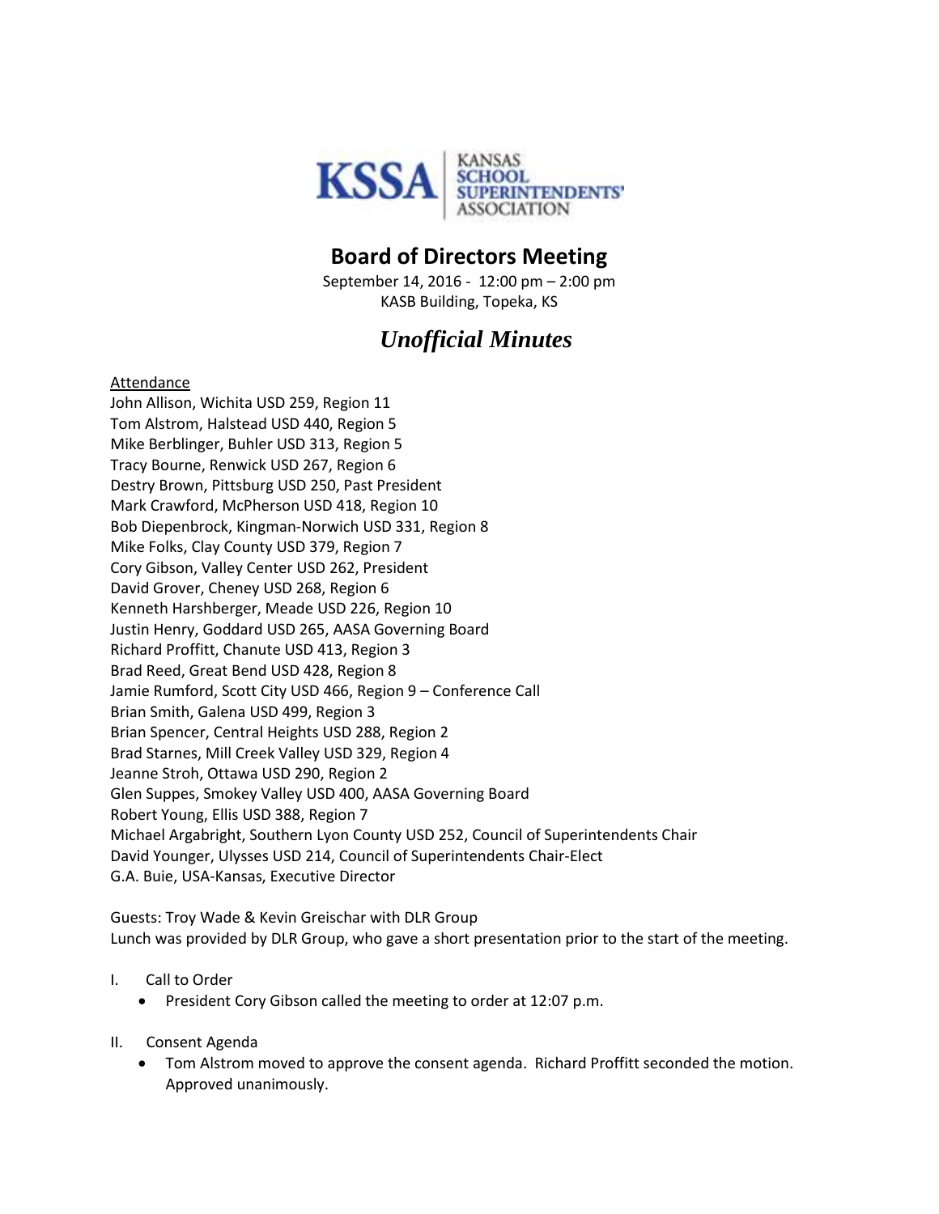KSSA | KANSAS SCHOOL SUPERINTENDENTS' ASSOCIATION

# Board of Directors Meeting

September 14, 2016 - 12:00 pm – 2:00 pm
KASB Building, Topeka, KS

## *Unofficial Minutes*

Attendance

John Allison, Wichita USD 259, Region 11
Tom Alstrom, Halstead USD 440, Region 5
Mike Berblinger, Buhler USD 313, Region 5
Tracy Bourne, Renwick USD 267, Region 6
Destry Brown, Pittsburg USD 250, Past President
Mark Crawford, McPherson USD 418, Region 10
Bob Diepenbrock, Kingman-Norwich USD 331, Region 8
Mike Folks, Clay County USD 379, Region 7
Cory Gibson, Valley Center USD 262, President
David Grover, Cheney USD 268, Region 6
Kenneth Harshberger, Meade USD 226, Region 10
Justin Henry, Goddard USD 265, AASA Governing Board
Richard Proffitt, Chanute USD 413, Region 3
Brad Reed, Great Bend USD 428, Region 8
Jamie Rumford, Scott City USD 466, Region 9 – Conference Call
Brian Smith, Galena USD 499, Region 3
Brian Spencer, Central Heights USD 288, Region 2
Brad Starnes, Mill Creek Valley USD 329, Region 4
Jeanne Stroh, Ottawa USD 290, Region 2
Glen Suppes, Smokey Valley USD 400, AASA Governing Board
Robert Young, Ellis USD 388, Region 7
Michael Argabright, Southern Lyon County USD 252, Council of Superintendents Chair
David Younger, Ulysses USD 214, Council of Superintendents Chair-Elect
G.A. Buie, USA-Kansas, Executive Director

Guests: Troy Wade & Kevin Greischar with DLR Group
Lunch was provided by DLR Group, who gave a short presentation prior to the start of the meeting.

I. Call to Order
   - President Cory Gibson called the meeting to order at 12:07 p.m.

II. Consent Agenda
   - Tom Alstrom moved to approve the consent agenda. Richard Proffitt seconded the motion. Approved unanimously.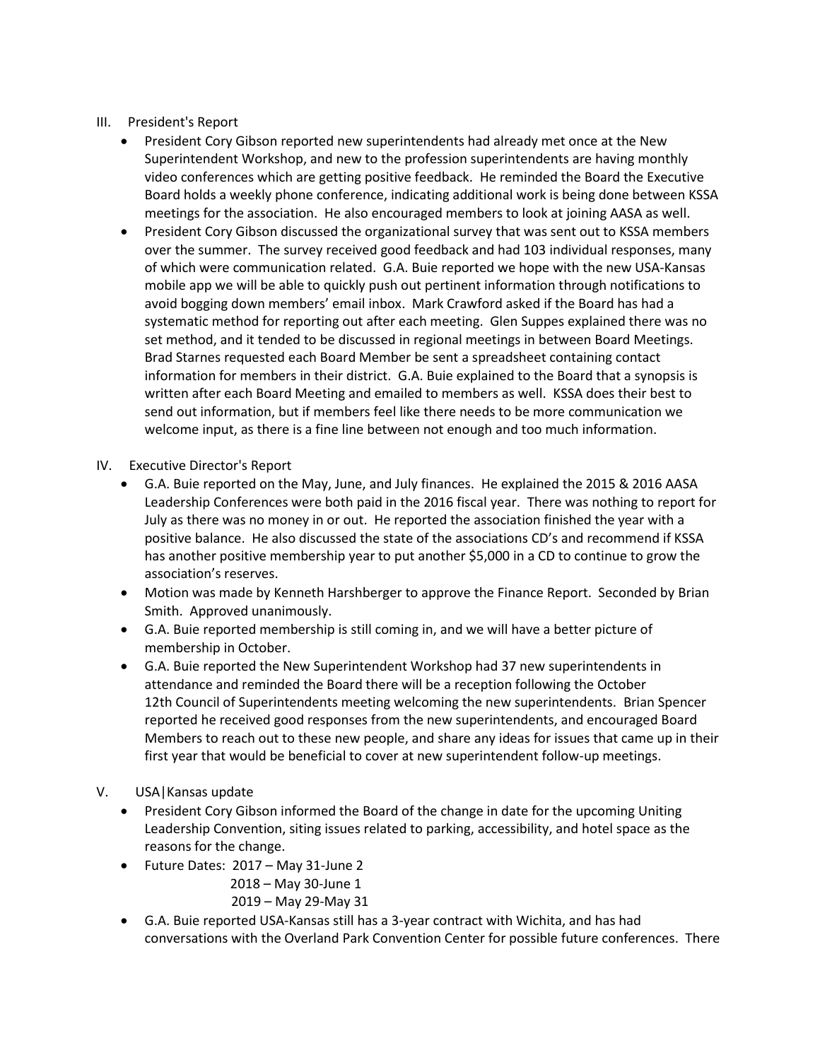III. President's Report

- President Cory Gibson reported new superintendents had already met once at the New Superintendent Workshop, and new to the profession superintendents are having monthly video conferences which are getting positive feedback. He reminded the Board the Executive Board holds a weekly phone conference, indicating additional work is being done between KSSA meetings for the association. He also encouraged members to look at joining AASA as well.
- President Cory Gibson discussed the organizational survey that was sent out to KSSA members over the summer. The survey received good feedback and had 103 individual responses, many of which were communication related. G.A. Buie reported we hope with the new USA-Kansas mobile app we will be able to quickly push out pertinent information through notifications to avoid bogging down members' email inbox. Mark Crawford asked if the Board has had a systematic method for reporting out after each meeting. Glen Suppes explained there was no set method, and it tended to be discussed in regional meetings in between Board Meetings. Brad Starnes requested each Board Member be sent a spreadsheet containing contact information for members in their district. G.A. Buie explained to the Board that a synopsis is written after each Board Meeting and emailed to members as well. KSSA does their best to send out information, but if members feel like there needs to be more communication we welcome input, as there is a fine line between not enough and too much information.

IV. Executive Director's Report

- G.A. Buie reported on the May, June, and July finances. He explained the 2015 & 2016 AASA Leadership Conferences were both paid in the 2016 fiscal year. There was nothing to report for July as there was no money in or out. He reported the association finished the year with a positive balance. He also discussed the state of the associations CD's and recommend if KSSA has another positive membership year to put another $5,000 in a CD to continue to grow the association's reserves.
- Motion was made by Kenneth Harshberger to approve the Finance Report. Seconded by Brian Smith. Approved unanimously.
- G.A. Buie reported membership is still coming in, and we will have a better picture of membership in October.
- G.A. Buie reported the New Superintendent Workshop had 37 new superintendents in attendance and reminded the Board there will be a reception following the October 12th Council of Superintendents meeting welcoming the new superintendents. Brian Spencer reported he received good responses from the new superintendents, and encouraged Board Members to reach out to these new people, and share any ideas for issues that came up in their first year that would be beneficial to cover at new superintendent follow-up meetings.

V. USA|Kansas update

- President Cory Gibson informed the Board of the change in date for the upcoming Uniting Leadership Convention, siting issues related to parking, accessibility, and hotel space as the reasons for the change.
- Future Dates: 2017 – May 31-June 2
  2018 – May 30-June 1
  2019 – May 29-May 31
- G.A. Buie reported USA-Kansas still has a 3-year contract with Wichita, and has had conversations with the Overland Park Convention Center for possible future conferences. There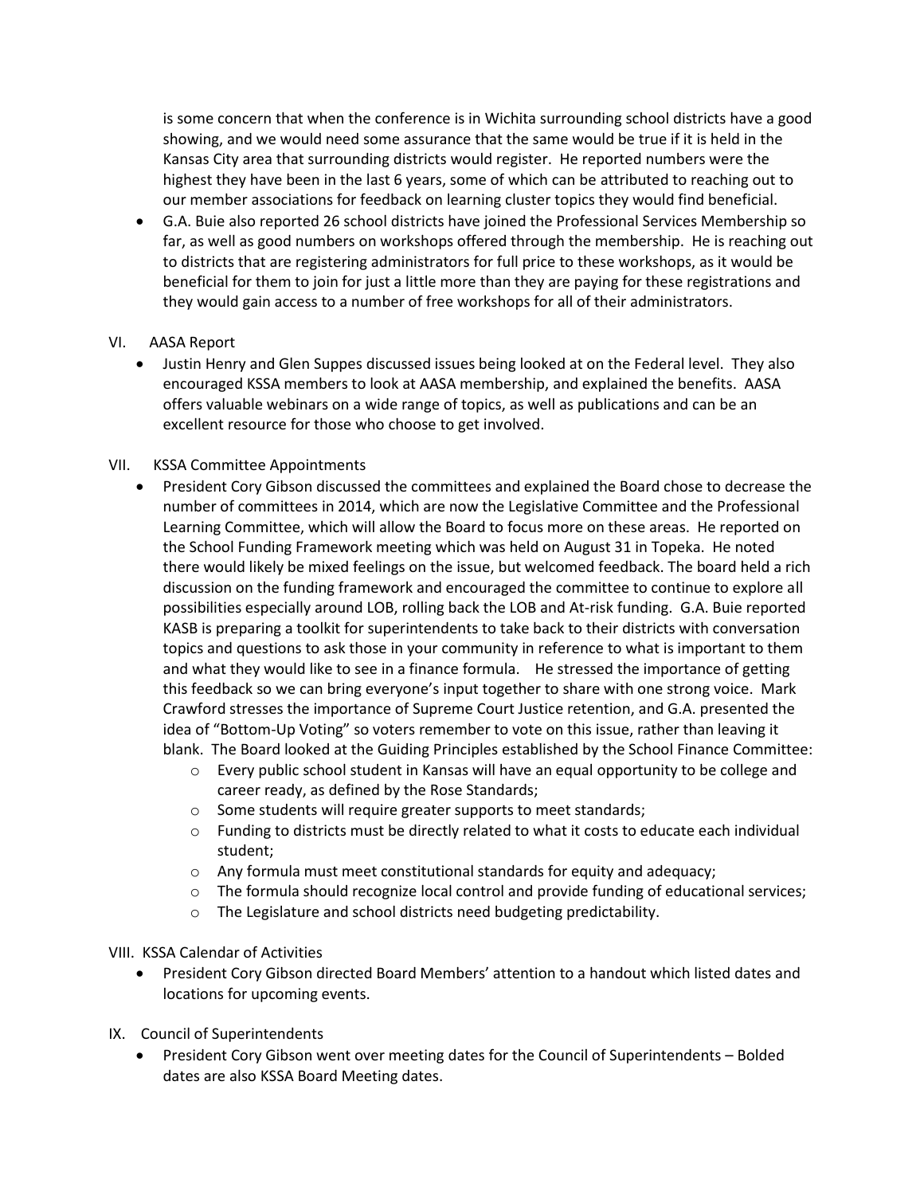is some concern that when the conference is in Wichita surrounding school districts have a good showing, and we would need some assurance that the same would be true if it is held in the Kansas City area that surrounding districts would register. He reported numbers were the highest they have been in the last 6 years, some of which can be attributed to reaching out to our member associations for feedback on learning cluster topics they would find beneficial.

- G.A. Buie also reported 26 school districts have joined the Professional Services Membership so far, as well as good numbers on workshops offered through the membership. He is reaching out to districts that are registering administrators for full price to these workshops, as it would be beneficial for them to join for just a little more than they are paying for these registrations and they would gain access to a number of free workshops for all of their administrators.

VI. AASA Report

- Justin Henry and Glen Suppes discussed issues being looked at on the Federal level. They also encouraged KSSA members to look at AASA membership, and explained the benefits. AASA offers valuable webinars on a wide range of topics, as well as publications and can be an excellent resource for those who choose to get involved.

VII. KSSA Committee Appointments

- President Cory Gibson discussed the committees and explained the Board chose to decrease the number of committees in 2014, which are now the Legislative Committee and the Professional Learning Committee, which will allow the Board to focus more on these areas. He reported on the School Funding Framework meeting which was held on August 31 in Topeka. He noted there would likely be mixed feelings on the issue, but welcomed feedback. The board held a rich discussion on the funding framework and encouraged the committee to continue to explore all possibilities especially around LOB, rolling back the LOB and At-risk funding. G.A. Buie reported KASB is preparing a toolkit for superintendents to take back to their districts with conversation topics and questions to ask those in your community in reference to what is important to them and what they would like to see in a finance formula. He stressed the importance of getting this feedback so we can bring everyone's input together to share with one strong voice. Mark Crawford stresses the importance of Supreme Court Justice retention, and G.A. presented the idea of "Bottom-Up Voting" so voters remember to vote on this issue, rather than leaving it blank. The Board looked at the Guiding Principles established by the School Finance Committee:
  - Every public school student in Kansas will have an equal opportunity to be college and career ready, as defined by the Rose Standards;
  - Some students will require greater supports to meet standards;
  - Funding to districts must be directly related to what it costs to educate each individual student;
  - Any formula must meet constitutional standards for equity and adequacy;
  - The formula should recognize local control and provide funding of educational services;
  - The Legislature and school districts need budgeting predictability.

VIII. KSSA Calendar of Activities

- President Cory Gibson directed Board Members' attention to a handout which listed dates and locations for upcoming events.

IX. Council of Superintendents

- President Cory Gibson went over meeting dates for the Council of Superintendents – Bolded dates are also KSSA Board Meeting dates.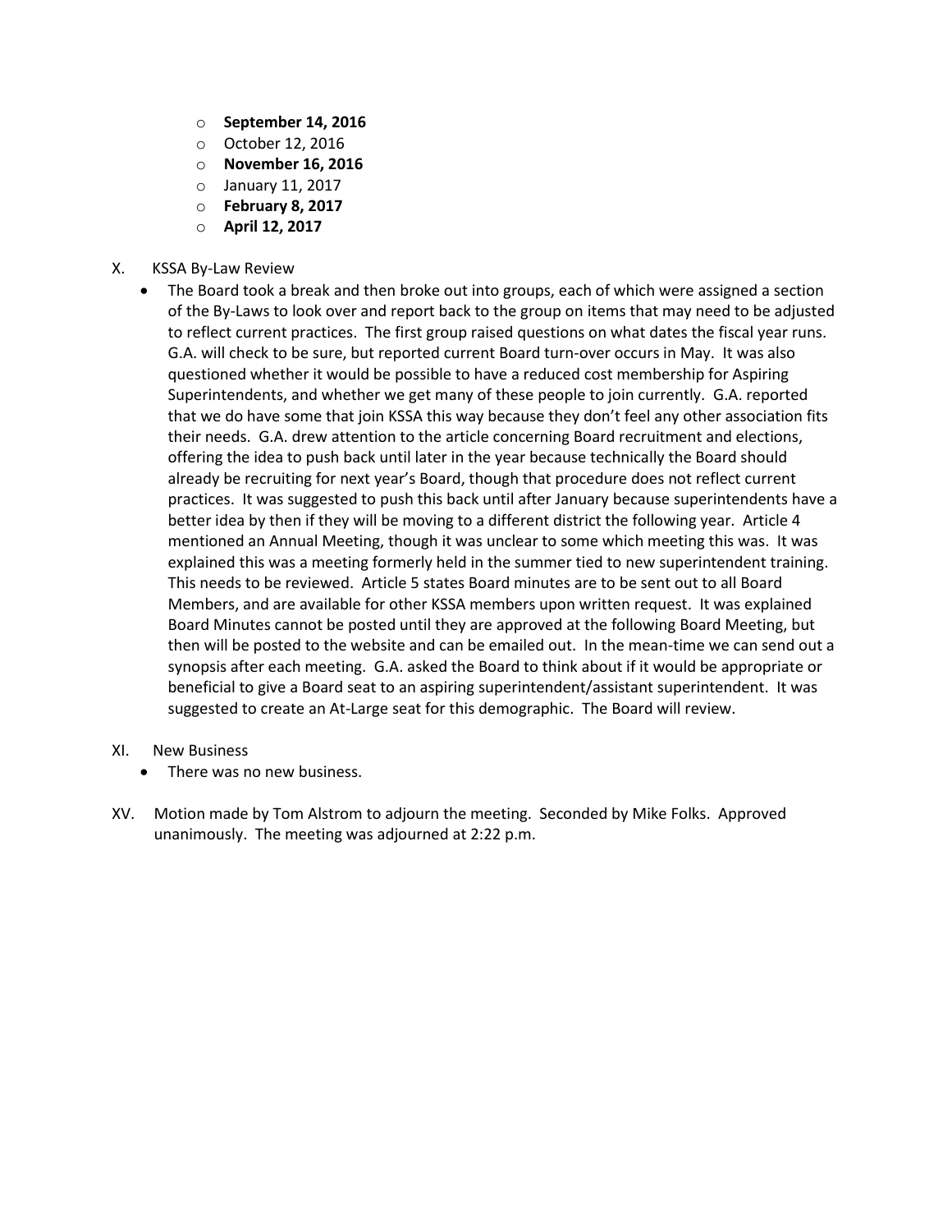- **September 14, 2016**
- October 12, 2016
- **November 16, 2016**
- January 11, 2017
- **February 8, 2017**
- **April 12, 2017**

X. KSSA By-Law Review

- The Board took a break and then broke out into groups, each of which were assigned a section of the By-Laws to look over and report back to the group on items that may need to be adjusted to reflect current practices. The first group raised questions on what dates the fiscal year runs. G.A. will check to be sure, but reported current Board turn-over occurs in May. It was also questioned whether it would be possible to have a reduced cost membership for Aspiring Superintendents, and whether we get many of these people to join currently. G.A. reported that we do have some that join KSSA this way because they don't feel any other association fits their needs. G.A. drew attention to the article concerning Board recruitment and elections, offering the idea to push back until later in the year because technically the Board should already be recruiting for next year's Board, though that procedure does not reflect current practices. It was suggested to push this back until after January because superintendents have a better idea by then if they will be moving to a different district the following year. Article 4 mentioned an Annual Meeting, though it was unclear to some which meeting this was. It was explained this was a meeting formerly held in the summer tied to new superintendent training. This needs to be reviewed. Article 5 states Board minutes are to be sent out to all Board Members, and are available for other KSSA members upon written request. It was explained Board Minutes cannot be posted until they are approved at the following Board Meeting, but then will be posted to the website and can be emailed out. In the mean-time we can send out a synopsis after each meeting. G.A. asked the Board to think about if it would be appropriate or beneficial to give a Board seat to an aspiring superintendent/assistant superintendent. It was suggested to create an At-Large seat for this demographic. The Board will review.

XI. New Business

- There was no new business.

XV. Motion made by Tom Alstrom to adjourn the meeting. Seconded by Mike Folks. Approved unanimously. The meeting was adjourned at 2:22 p.m.